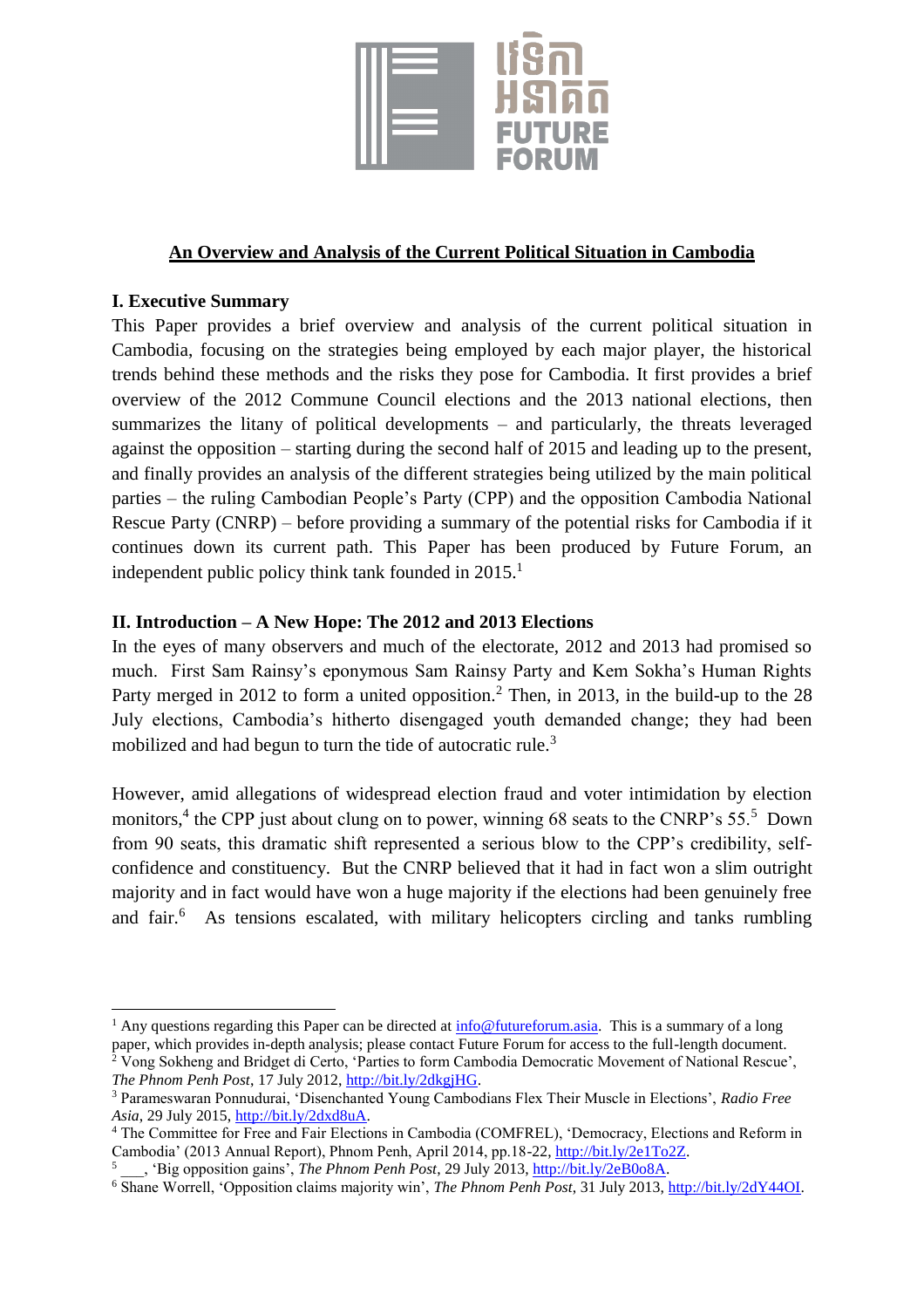# An Overview and Analysis of the Current Political Situation in Cambodia

## I. Executive Summary

This Paper provides a brief overview and analysis of the current political situation in Cambodia, focusing on the strategies being employed by each major player, the historical trends behind these methods and the risks they pose for Cambodia. It first provides a brief overview of the 2012 Commune Council elections and the 2013 national elections, then summarizes the litany of political developments – and particularly, the threats leveraged against the opposition – starting during the second half of 2015 and leading up to the present, and finally provides an analysis of the different strategies being utilized by the main political parties – the ruling Cambodian People's Party (CPP) and the opposition Cambodia National Rescue Party (CNRP) – before providing a summary of the potential risks for Cambodia if it continues down its current path. This Paper has been produced by Future Forum, an independent public policy think tank founded in 2015.[1]

## II. Introduction – A New Hope: The 2012 and 2013 Elections

In the eyes of many observers and much of the electorate, 2012 and 2013 had promised so much. First Sam Rainsy's eponymous Sam Rainsy Party and Kem Sokha's Human Rights Party merged in 2012 to form a united opposition.[2] Then, in 2013, in the build-up to the 28 July elections, Cambodia's hitherto disengaged youth demanded change; they had been mobilized and had begun to turn the tide of autocratic rule.[3]

However, amid allegations of widespread election fraud and voter intimidation by election monitors,[4] the CPP just about clung on to power, winning 68 seats to the CNRP's 55.[5] Down from 90 seats, this dramatic shift represented a serious blow to the CPP's credibility, self-confidence and constituency. But the CNRP believed that it had in fact won a slim outright majority and in fact would have won a huge majority if the elections had been genuinely free and fair.[6] As tensions escalated, with military helicopters circling and tanks rumbling

---

[1] Any questions regarding this Paper can be directed at info@futureforum.asia. This is a summary of a long paper, which provides in-depth analysis; please contact Future Forum for access to the full-length document.

[2] Vong Sokheng and Bridget di Certo, 'Parties to form Cambodia Democratic Movement of National Rescue', *The Phnom Penh Post*, 17 July 2012, http://bit.ly/2dkgjHG.

[3] Parameswaran Ponnudurai, 'Disenchanted Young Cambodians Flex Their Muscle in Elections', *Radio Free Asia*, 29 July 2015, http://bit.ly/2dxd8uA.

[4] The Committee for Free and Fair Elections in Cambodia (COMFREL), 'Democracy, Elections and Reform in Cambodia' (2013 Annual Report), Phnom Penh, April 2014, pp.18-22, http://bit.ly/2e1To2Z.

[5] \_\_\_, 'Big opposition gains', *The Phnom Penh Post*, 29 July 2013, http://bit.ly/2eB0o8A.

[6] Shane Worrell, 'Opposition claims majority win', *The Phnom Penh Post*, 31 July 2013, http://bit.ly/2dY44OI.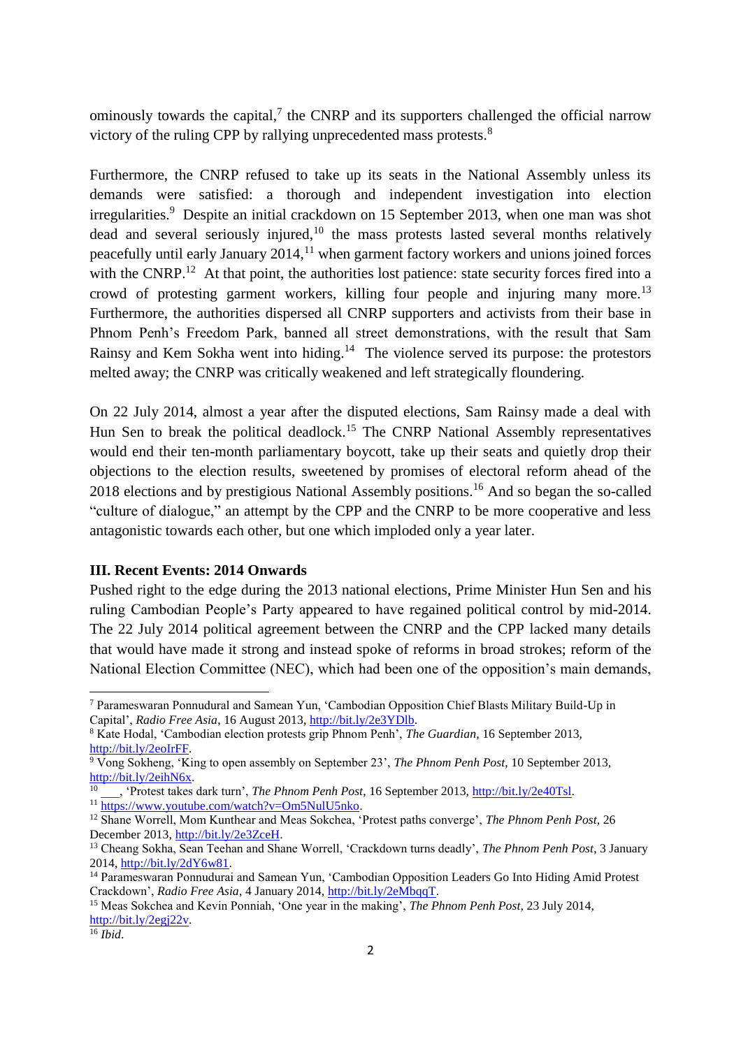ominously towards the capital,[7] the CNRP and its supporters challenged the official narrow victory of the ruling CPP by rallying unprecedented mass protests.[8]

Furthermore, the CNRP refused to take up its seats in the National Assembly unless its demands were satisfied: a thorough and independent investigation into election irregularities.[9] Despite an initial crackdown on 15 September 2013, when one man was shot dead and several seriously injured,[10] the mass protests lasted several months relatively peacefully until early January 2014,[11] when garment factory workers and unions joined forces with the CNRP.[12] At that point, the authorities lost patience: state security forces fired into a crowd of protesting garment workers, killing four people and injuring many more.[13] Furthermore, the authorities dispersed all CNRP supporters and activists from their base in Phnom Penh's Freedom Park, banned all street demonstrations, with the result that Sam Rainsy and Kem Sokha went into hiding.[14] The violence served its purpose: the protestors melted away; the CNRP was critically weakened and left strategically floundering.

On 22 July 2014, almost a year after the disputed elections, Sam Rainsy made a deal with Hun Sen to break the political deadlock.[15] The CNRP National Assembly representatives would end their ten-month parliamentary boycott, take up their seats and quietly drop their objections to the election results, sweetened by promises of electoral reform ahead of the 2018 elections and by prestigious National Assembly positions.[16] And so began the so-called "culture of dialogue," an attempt by the CPP and the CNRP to be more cooperative and less antagonistic towards each other, but one which imploded only a year later.

**III. Recent Events: 2014 Onwards**

Pushed right to the edge during the 2013 national elections, Prime Minister Hun Sen and his ruling Cambodian People's Party appeared to have regained political control by mid-2014. The 22 July 2014 political agreement between the CNRP and the CPP lacked many details that would have made it strong and instead spoke of reforms in broad strokes; reform of the National Election Committee (NEC), which had been one of the opposition's main demands,

---

[7] Parameswaran Ponnudural and Samean Yun, 'Cambodian Opposition Chief Blasts Military Build-Up in Capital', *Radio Free Asia*, 16 August 2013, http://bit.ly/2e3YDlb.

[8] Kate Hodal, 'Cambodian election protests grip Phnom Penh', *The Guardian*, 16 September 2013, http://bit.ly/2eoIrFF.

[9] Vong Sokheng, 'King to open assembly on September 23', *The Phnom Penh Post*, 10 September 2013, http://bit.ly/2eihN6x.

[10] ___, 'Protest takes dark turn', *The Phnom Penh Post*, 16 September 2013, http://bit.ly/2e40Tsl.

[11] https://www.youtube.com/watch?v=Om5NulU5nko.

[12] Shane Worrell, Mom Kunthear and Meas Sokchea, 'Protest paths converge', *The Phnom Penh Post*, 26 December 2013, http://bit.ly/2e3ZceH.

[13] Cheang Sokha, Sean Teehan and Shane Worrell, 'Crackdown turns deadly', *The Phnom Penh Post*, 3 January 2014, http://bit.ly/2dY6w81.

[14] Parameswaran Ponnudurai and Samean Yun, 'Cambodian Opposition Leaders Go Into Hiding Amid Protest Crackdown', *Radio Free Asia*, 4 January 2014, http://bit.ly/2eMbqqT.

[15] Meas Sokchea and Kevin Ponniah, 'One year in the making', *The Phnom Penh Post*, 23 July 2014, http://bit.ly/2egj22v.

[16] *Ibid*.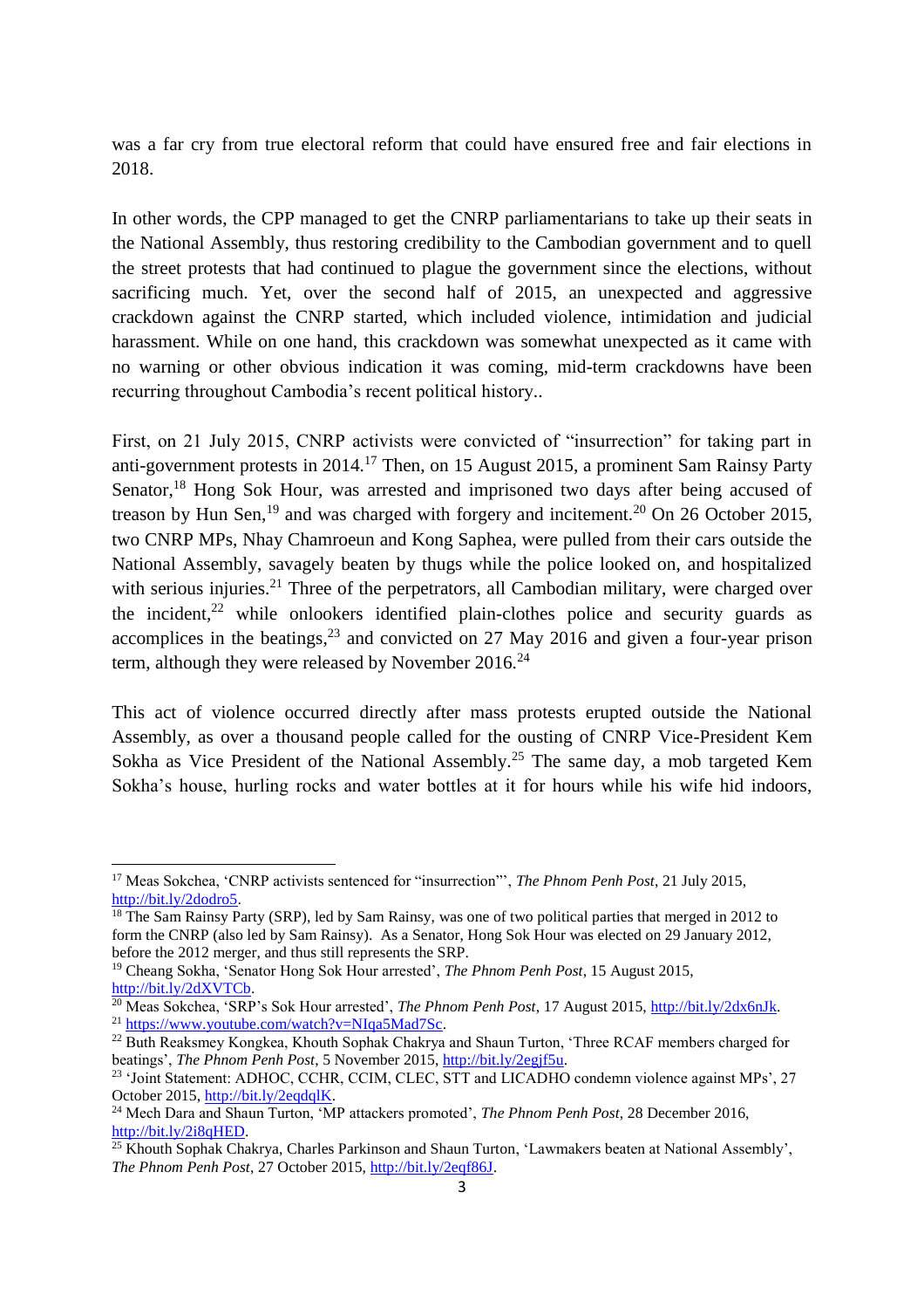was a far cry from true electoral reform that could have ensured free and fair elections in 2018.

In other words, the CPP managed to get the CNRP parliamentarians to take up their seats in the National Assembly, thus restoring credibility to the Cambodian government and to quell the street protests that had continued to plague the government since the elections, without sacrificing much. Yet, over the second half of 2015, an unexpected and aggressive crackdown against the CNRP started, which included violence, intimidation and judicial harassment. While on one hand, this crackdown was somewhat unexpected as it came with no warning or other obvious indication it was coming, mid-term crackdowns have been recurring throughout Cambodia's recent political history..

First, on 21 July 2015, CNRP activists were convicted of "insurrection" for taking part in anti-government protests in 2014.[17] Then, on 15 August 2015, a prominent Sam Rainsy Party Senator,[18] Hong Sok Hour, was arrested and imprisoned two days after being accused of treason by Hun Sen,[19] and was charged with forgery and incitement.[20] On 26 October 2015, two CNRP MPs, Nhay Chamroeun and Kong Saphea, were pulled from their cars outside the National Assembly, savagely beaten by thugs while the police looked on, and hospitalized with serious injuries.[21] Three of the perpetrators, all Cambodian military, were charged over the incident,[22] while onlookers identified plain-clothes police and security guards as accomplices in the beatings,[23] and convicted on 27 May 2016 and given a four-year prison term, although they were released by November 2016.[24]

This act of violence occurred directly after mass protests erupted outside the National Assembly, as over a thousand people called for the ousting of CNRP Vice-President Kem Sokha as Vice President of the National Assembly.[25] The same day, a mob targeted Kem Sokha's house, hurling rocks and water bottles at it for hours while his wife hid indoors,

---

[17] Meas Sokchea, 'CNRP activists sentenced for "insurrection"', *The Phnom Penh Post*, 21 July 2015, http://bit.ly/2dodro5.

[18] The Sam Rainsy Party (SRP), led by Sam Rainsy, was one of two political parties that merged in 2012 to form the CNRP (also led by Sam Rainsy). As a Senator, Hong Sok Hour was elected on 29 January 2012, before the 2012 merger, and thus still represents the SRP.

[19] Cheang Sokha, 'Senator Hong Sok Hour arrested', *The Phnom Penh Post*, 15 August 2015, http://bit.ly/2dXVTCb.

[20] Meas Sokchea, 'SRP's Sok Hour arrested', *The Phnom Penh Post*, 17 August 2015, http://bit.ly/2dx6nJk.

[21] https://www.youtube.com/watch?v=NIqa5Mad7Sc.

[22] Buth Reaksmey Kongkea, Khouth Sophak Chakrya and Shaun Turton, 'Three RCAF members charged for beatings', *The Phnom Penh Post*, 5 November 2015, http://bit.ly/2egjf5u.

[23] 'Joint Statement: ADHOC, CCHR, CCIM, CLEC, STT and LICADHO condemn violence against MPs', 27 October 2015, http://bit.ly/2eqdqlK.

[24] Mech Dara and Shaun Turton, 'MP attackers promoted', *The Phnom Penh Post*, 28 December 2016, http://bit.ly/2i8qHED.

[25] Khouth Sophak Chakrya, Charles Parkinson and Shaun Turton, 'Lawmakers beaten at National Assembly', *The Phnom Penh Post*, 27 October 2015, http://bit.ly/2eqf86J.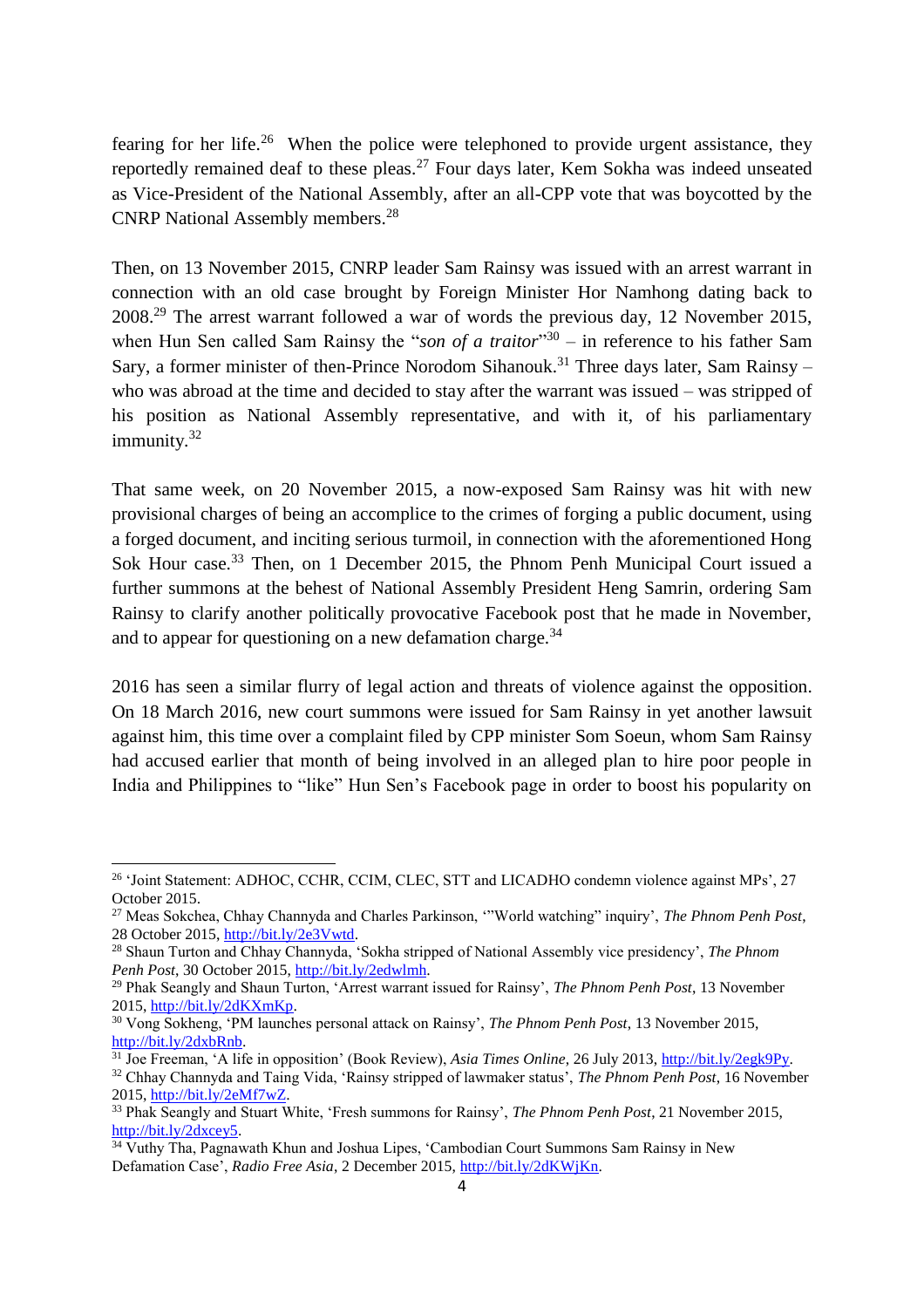fearing for her life.[26] When the police were telephoned to provide urgent assistance, they reportedly remained deaf to these pleas.[27] Four days later, Kem Sokha was indeed unseated as Vice-President of the National Assembly, after an all-CPP vote that was boycotted by the CNRP National Assembly members.[28]

Then, on 13 November 2015, CNRP leader Sam Rainsy was issued with an arrest warrant in connection with an old case brought by Foreign Minister Hor Namhong dating back to 2008.[29] The arrest warrant followed a war of words the previous day, 12 November 2015, when Hun Sen called Sam Rainsy the "*son of a traitor*"[30] – in reference to his father Sam Sary, a former minister of then-Prince Norodom Sihanouk.[31] Three days later, Sam Rainsy – who was abroad at the time and decided to stay after the warrant was issued – was stripped of his position as National Assembly representative, and with it, of his parliamentary immunity.[32]

That same week, on 20 November 2015, a now-exposed Sam Rainsy was hit with new provisional charges of being an accomplice to the crimes of forging a public document, using a forged document, and inciting serious turmoil, in connection with the aforementioned Hong Sok Hour case.[33] Then, on 1 December 2015, the Phnom Penh Municipal Court issued a further summons at the behest of National Assembly President Heng Samrin, ordering Sam Rainsy to clarify another politically provocative Facebook post that he made in November, and to appear for questioning on a new defamation charge.[34]

2016 has seen a similar flurry of legal action and threats of violence against the opposition. On 18 March 2016, new court summons were issued for Sam Rainsy in yet another lawsuit against him, this time over a complaint filed by CPP minister Som Soeun, whom Sam Rainsy had accused earlier that month of being involved in an alleged plan to hire poor people in India and Philippines to "like" Hun Sen's Facebook page in order to boost his popularity on

---

[26] 'Joint Statement: ADHOC, CCHR, CCIM, CLEC, STT and LICADHO condemn violence against MPs', 27 October 2015.

[27] Meas Sokchea, Chhay Channyda and Charles Parkinson, '"World watching" inquiry', *The Phnom Penh Post*, 28 October 2015, http://bit.ly/2e3Vwtd.

[28] Shaun Turton and Chhay Channyda, 'Sokha stripped of National Assembly vice presidency', *The Phnom Penh Post*, 30 October 2015, http://bit.ly/2edwlmh.

[29] Phak Seangly and Shaun Turton, 'Arrest warrant issued for Rainsy', *The Phnom Penh Post*, 13 November 2015, http://bit.ly/2dKXmKp.

[30] Vong Sokheng, 'PM launches personal attack on Rainsy', *The Phnom Penh Post*, 13 November 2015, http://bit.ly/2dxbRnb.

[31] Joe Freeman, 'A life in opposition' (Book Review), *Asia Times Online*, 26 July 2013, http://bit.ly/2egk9Py.

[32] Chhay Channyda and Taing Vida, 'Rainsy stripped of lawmaker status', *The Phnom Penh Post*, 16 November 2015, http://bit.ly/2eMf7wZ.

[33] Phak Seangly and Stuart White, 'Fresh summons for Rainsy', *The Phnom Penh Post*, 21 November 2015, http://bit.ly/2dxcey5.

[34] Vuthy Tha, Pagnawath Khun and Joshua Lipes, 'Cambodian Court Summons Sam Rainsy in New Defamation Case', *Radio Free Asia*, 2 December 2015, http://bit.ly/2dKWjKn.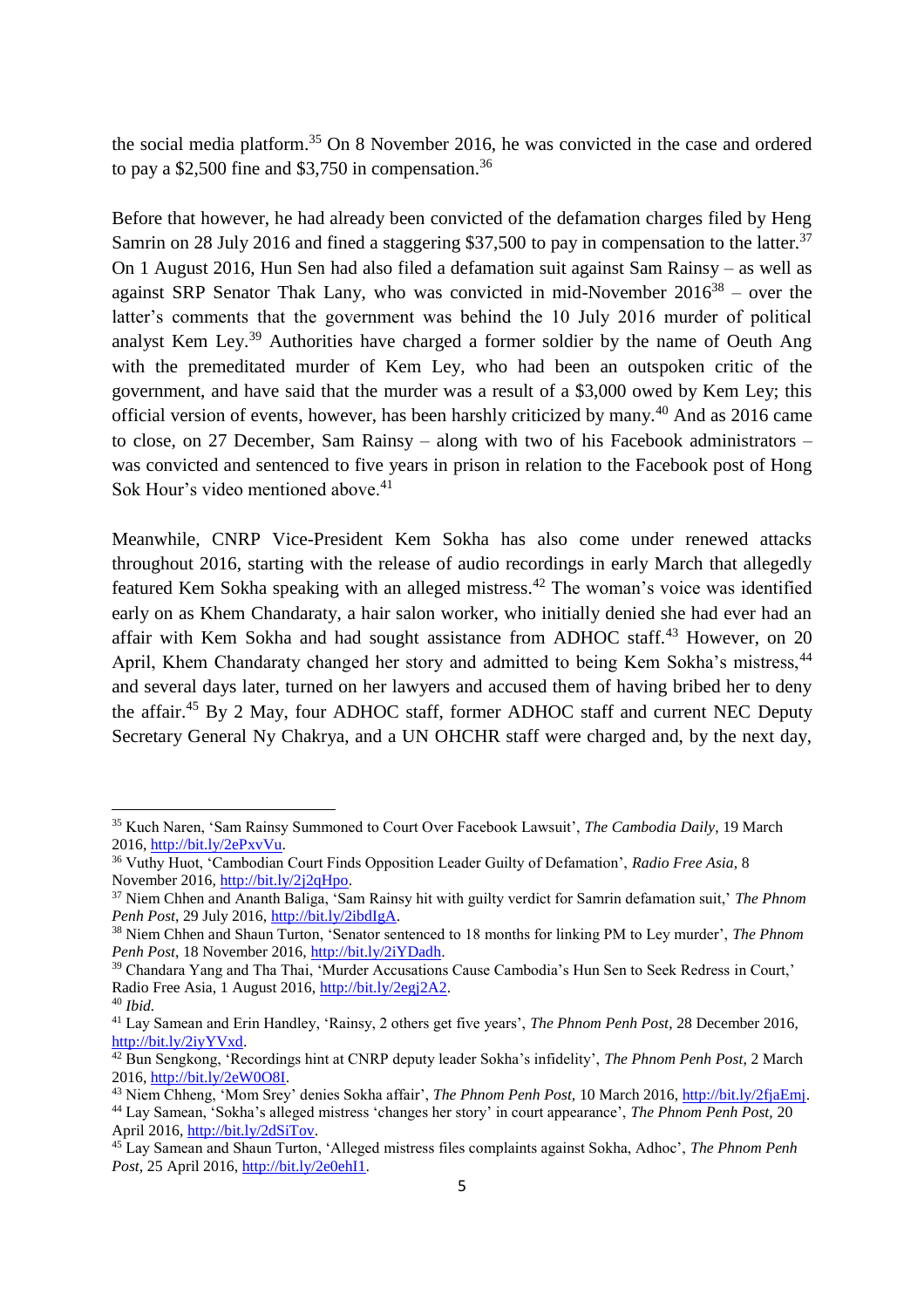the social media platform.[35] On 8 November 2016, he was convicted in the case and ordered to pay a $2,500 fine and $3,750 in compensation.[36]

Before that however, he had already been convicted of the defamation charges filed by Heng Samrin on 28 July 2016 and fined a staggering $37,500 to pay in compensation to the latter.[37] On 1 August 2016, Hun Sen had also filed a defamation suit against Sam Rainsy – as well as against SRP Senator Thak Lany, who was convicted in mid-November 2016[38] – over the latter's comments that the government was behind the 10 July 2016 murder of political analyst Kem Ley.[39] Authorities have charged a former soldier by the name of Oeuth Ang with the premeditated murder of Kem Ley, who had been an outspoken critic of the government, and have said that the murder was a result of a $3,000 owed by Kem Ley; this official version of events, however, has been harshly criticized by many.[40] And as 2016 came to close, on 27 December, Sam Rainsy – along with two of his Facebook administrators – was convicted and sentenced to five years in prison in relation to the Facebook post of Hong Sok Hour's video mentioned above.[41]

Meanwhile, CNRP Vice-President Kem Sokha has also come under renewed attacks throughout 2016, starting with the release of audio recordings in early March that allegedly featured Kem Sokha speaking with an alleged mistress.[42] The woman's voice was identified early on as Khem Chandaraty, a hair salon worker, who initially denied she had ever had an affair with Kem Sokha and had sought assistance from ADHOC staff.[43] However, on 20 April, Khem Chandaraty changed her story and admitted to being Kem Sokha's mistress,[44] and several days later, turned on her lawyers and accused them of having bribed her to deny the affair.[45] By 2 May, four ADHOC staff, former ADHOC staff and current NEC Deputy Secretary General Ny Chakrya, and a UN OHCHR staff were charged and, by the next day,

---

[35] Kuch Naren, 'Sam Rainsy Summoned to Court Over Facebook Lawsuit', *The Cambodia Daily*, 19 March 2016, http://bit.ly/2ePxvVu.

[36] Vuthy Huot, 'Cambodian Court Finds Opposition Leader Guilty of Defamation', *Radio Free Asia*, 8 November 2016, http://bit.ly/2j2qHpo.

[37] Niem Chhen and Ananth Baliga, 'Sam Rainsy hit with guilty verdict for Samrin defamation suit,' *The Phnom Penh Post*, 29 July 2016, http://bit.ly/2ibdIgA.

[38] Niem Chhen and Shaun Turton, 'Senator sentenced to 18 months for linking PM to Ley murder', *The Phnom Penh Post*, 18 November 2016, http://bit.ly/2iYDadh.

[39] Chandara Yang and Tha Thai, 'Murder Accusations Cause Cambodia's Hun Sen to Seek Redress in Court,' Radio Free Asia, 1 August 2016, http://bit.ly/2egj2A2.

[40] *Ibid.*

[41] Lay Samean and Erin Handley, 'Rainsy, 2 others get five years', *The Phnom Penh Post*, 28 December 2016, http://bit.ly/2iyYVxd.

[42] Bun Sengkong, 'Recordings hint at CNRP deputy leader Sokha's infidelity', *The Phnom Penh Post*, 2 March 2016, http://bit.ly/2eW0O8I.

[43] Niem Chheng, 'Mom Srey' denies Sokha affair', *The Phnom Penh Post*, 10 March 2016, http://bit.ly/2fjaEmj.

[44] Lay Samean, 'Sokha's alleged mistress 'changes her story' in court appearance', *The Phnom Penh Post*, 20 April 2016, http://bit.ly/2dSiTov.

[45] Lay Samean and Shaun Turton, 'Alleged mistress files complaints against Sokha, Adhoc', *The Phnom Penh Post*, 25 April 2016, http://bit.ly/2e0ehI1.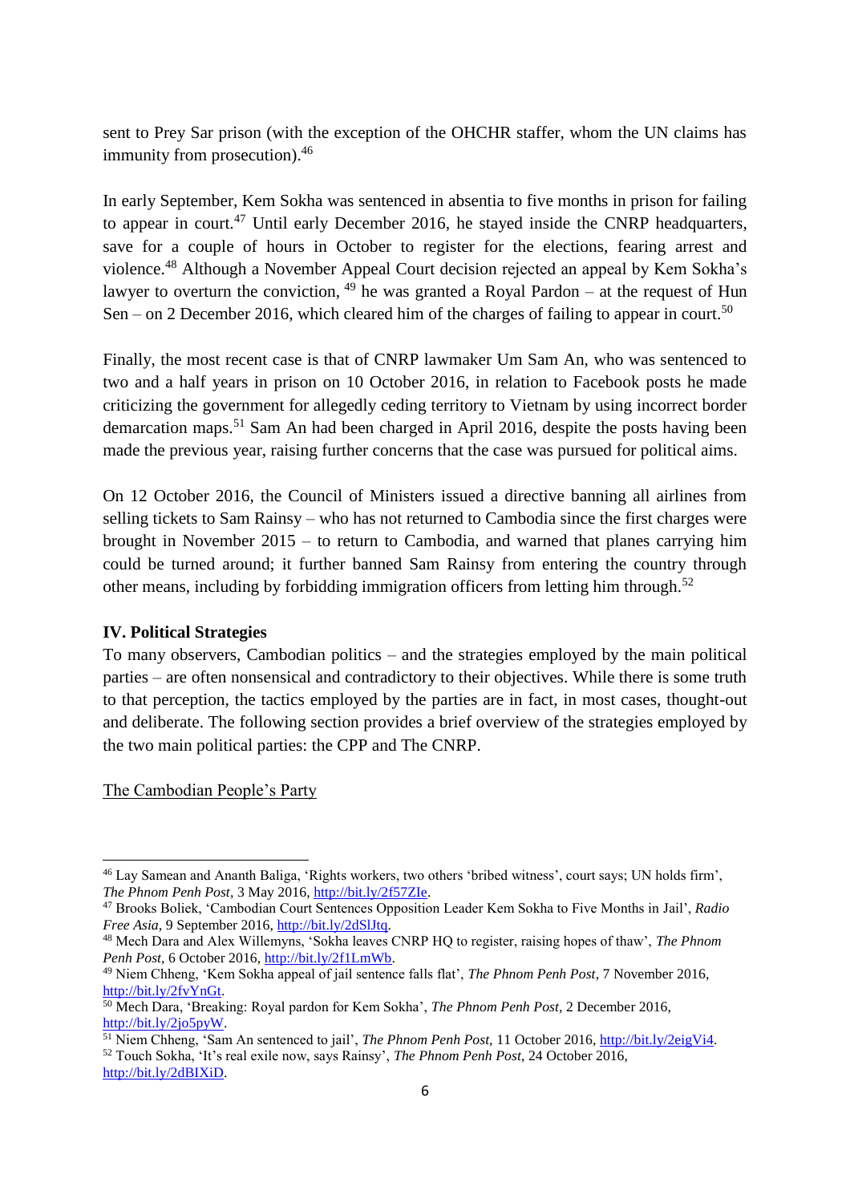sent to Prey Sar prison (with the exception of the OHCHR staffer, whom the UN claims has immunity from prosecution).[46]

In early September, Kem Sokha was sentenced in absentia to five months in prison for failing to appear in court.[47] Until early December 2016, he stayed inside the CNRP headquarters, save for a couple of hours in October to register for the elections, fearing arrest and violence.[48] Although a November Appeal Court decision rejected an appeal by Kem Sokha's lawyer to overturn the conviction, [49] he was granted a Royal Pardon – at the request of Hun Sen – on 2 December 2016, which cleared him of the charges of failing to appear in court.[50]

Finally, the most recent case is that of CNRP lawmaker Um Sam An, who was sentenced to two and a half years in prison on 10 October 2016, in relation to Facebook posts he made criticizing the government for allegedly ceding territory to Vietnam by using incorrect border demarcation maps.[51] Sam An had been charged in April 2016, despite the posts having been made the previous year, raising further concerns that the case was pursued for political aims.

On 12 October 2016, the Council of Ministers issued a directive banning all airlines from selling tickets to Sam Rainsy – who has not returned to Cambodia since the first charges were brought in November 2015 – to return to Cambodia, and warned that planes carrying him could be turned around; it further banned Sam Rainsy from entering the country through other means, including by forbidding immigration officers from letting him through.[52]

## IV. Political Strategies

To many observers, Cambodian politics – and the strategies employed by the main political parties – are often nonsensical and contradictory to their objectives. While there is some truth to that perception, the tactics employed by the parties are in fact, in most cases, thought-out and deliberate. The following section provides a brief overview of the strategies employed by the two main political parties: the CPP and The CNRP.

### The Cambodian People's Party

---

[46] Lay Samean and Ananth Baliga, 'Rights workers, two others 'bribed witness', court says; UN holds firm', *The Phnom Penh Post*, 3 May 2016, http://bit.ly/2f57ZIe.

[47] Brooks Boliek, 'Cambodian Court Sentences Opposition Leader Kem Sokha to Five Months in Jail', *Radio Free Asia*, 9 September 2016, http://bit.ly/2dSlJtq.

[48] Mech Dara and Alex Willemyns, 'Sokha leaves CNRP HQ to register, raising hopes of thaw', *The Phnom Penh Post*, 6 October 2016, http://bit.ly/2f1LmWb.

[49] Niem Chheng, 'Kem Sokha appeal of jail sentence falls flat', *The Phnom Penh Post*, 7 November 2016, http://bit.ly/2fvYnGt.

[50] Mech Dara, 'Breaking: Royal pardon for Kem Sokha', *The Phnom Penh Post*, 2 December 2016, http://bit.ly/2jo5pyW.

[51] Niem Chheng, 'Sam An sentenced to jail', *The Phnom Penh Post*, 11 October 2016, http://bit.ly/2eigVi4.

[52] Touch Sokha, 'It's real exile now, says Rainsy', *The Phnom Penh Post*, 24 October 2016, http://bit.ly/2dBIXiD.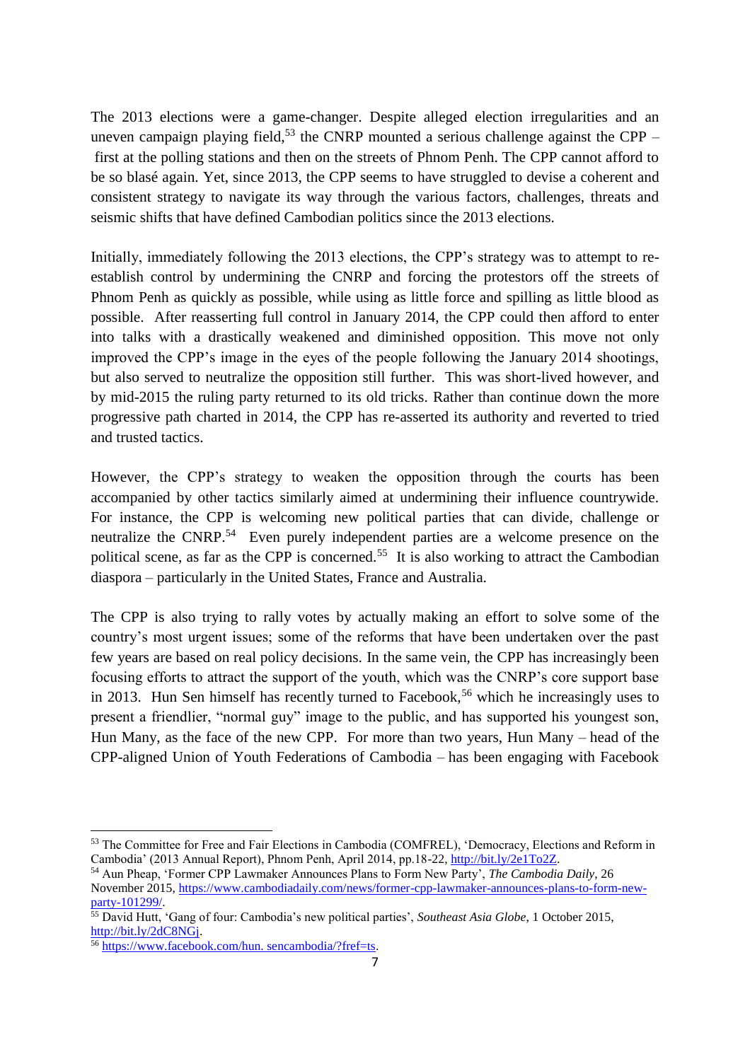The 2013 elections were a game-changer. Despite alleged election irregularities and an uneven campaign playing field,[53] the CNRP mounted a serious challenge against the CPP – first at the polling stations and then on the streets of Phnom Penh. The CPP cannot afford to be so blasé again. Yet, since 2013, the CPP seems to have struggled to devise a coherent and consistent strategy to navigate its way through the various factors, challenges, threats and seismic shifts that have defined Cambodian politics since the 2013 elections.

Initially, immediately following the 2013 elections, the CPP's strategy was to attempt to re-establish control by undermining the CNRP and forcing the protestors off the streets of Phnom Penh as quickly as possible, while using as little force and spilling as little blood as possible. After reasserting full control in January 2014, the CPP could then afford to enter into talks with a drastically weakened and diminished opposition. This move not only improved the CPP's image in the eyes of the people following the January 2014 shootings, but also served to neutralize the opposition still further. This was short-lived however, and by mid-2015 the ruling party returned to its old tricks. Rather than continue down the more progressive path charted in 2014, the CPP has re-asserted its authority and reverted to tried and trusted tactics.

However, the CPP's strategy to weaken the opposition through the courts has been accompanied by other tactics similarly aimed at undermining their influence countrywide. For instance, the CPP is welcoming new political parties that can divide, challenge or neutralize the CNRP.[54] Even purely independent parties are a welcome presence on the political scene, as far as the CPP is concerned.[55] It is also working to attract the Cambodian diaspora – particularly in the United States, France and Australia.

The CPP is also trying to rally votes by actually making an effort to solve some of the country's most urgent issues; some of the reforms that have been undertaken over the past few years are based on real policy decisions. In the same vein, the CPP has increasingly been focusing efforts to attract the support of the youth, which was the CNRP's core support base in 2013. Hun Sen himself has recently turned to Facebook,[56] which he increasingly uses to present a friendlier, "normal guy" image to the public, and has supported his youngest son, Hun Many, as the face of the new CPP. For more than two years, Hun Many – head of the CPP-aligned Union of Youth Federations of Cambodia – has been engaging with Facebook

---

[53] The Committee for Free and Fair Elections in Cambodia (COMFREL), 'Democracy, Elections and Reform in Cambodia' (2013 Annual Report), Phnom Penh, April 2014, pp.18-22, http://bit.ly/2e1To2Z.

[54] Aun Pheap, 'Former CPP Lawmaker Announces Plans to Form New Party', *The Cambodia Daily*, 26 November 2015, https://www.cambodiadaily.com/news/former-cpp-lawmaker-announces-plans-to-form-new-party-101299/.

[55] David Hutt, 'Gang of four: Cambodia's new political parties', *Southeast Asia Globe*, 1 October 2015, http://bit.ly/2dC8NGj.

[56] https://www.facebook.com/hun. sencambodia/?fref=ts.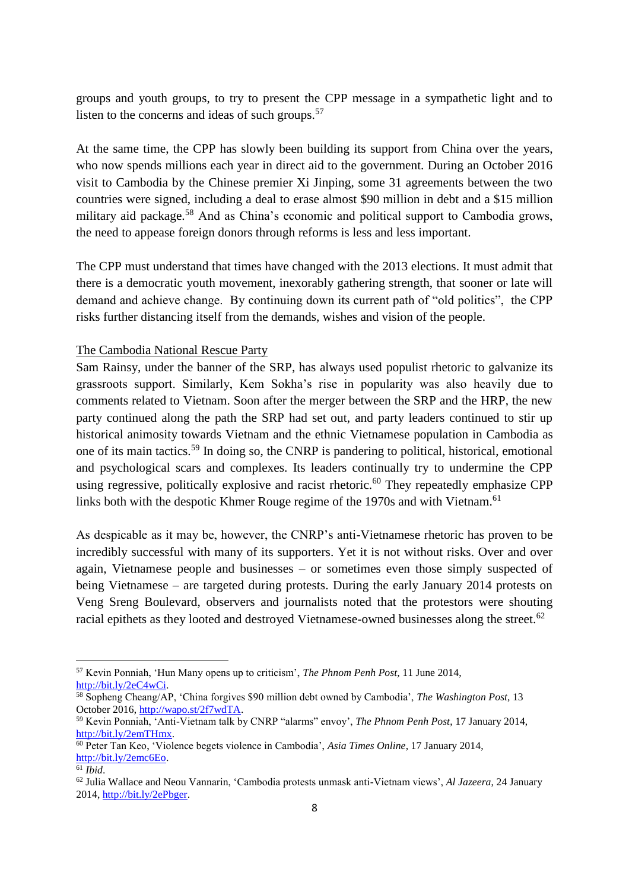groups and youth groups, to try to present the CPP message in a sympathetic light and to listen to the concerns and ideas of such groups.[57]

At the same time, the CPP has slowly been building its support from China over the years, who now spends millions each year in direct aid to the government. During an October 2016 visit to Cambodia by the Chinese premier Xi Jinping, some 31 agreements between the two countries were signed, including a deal to erase almost $90 million in debt and a $15 million military aid package.[58] And as China's economic and political support to Cambodia grows, the need to appease foreign donors through reforms is less and less important.

The CPP must understand that times have changed with the 2013 elections. It must admit that there is a democratic youth movement, inexorably gathering strength, that sooner or late will demand and achieve change. By continuing down its current path of "old politics", the CPP risks further distancing itself from the demands, wishes and vision of the people.

The Cambodia National Rescue Party

Sam Rainsy, under the banner of the SRP, has always used populist rhetoric to galvanize its grassroots support. Similarly, Kem Sokha's rise in popularity was also heavily due to comments related to Vietnam. Soon after the merger between the SRP and the HRP, the new party continued along the path the SRP had set out, and party leaders continued to stir up historical animosity towards Vietnam and the ethnic Vietnamese population in Cambodia as one of its main tactics.[59] In doing so, the CNRP is pandering to political, historical, emotional and psychological scars and complexes. Its leaders continually try to undermine the CPP using regressive, politically explosive and racist rhetoric.[60] They repeatedly emphasize CPP links both with the despotic Khmer Rouge regime of the 1970s and with Vietnam.[61]

As despicable as it may be, however, the CNRP's anti-Vietnamese rhetoric has proven to be incredibly successful with many of its supporters. Yet it is not without risks. Over and over again, Vietnamese people and businesses – or sometimes even those simply suspected of being Vietnamese – are targeted during protests. During the early January 2014 protests on Veng Sreng Boulevard, observers and journalists noted that the protestors were shouting racial epithets as they looted and destroyed Vietnamese-owned businesses along the street.[62]

---

[57] Kevin Ponniah, 'Hun Many opens up to criticism', *The Phnom Penh Post*, 11 June 2014, http://bit.ly/2eC4wCi.

[58] Sopheng Cheang/AP, 'China forgives $90 million debt owned by Cambodia', *The Washington Post*, 13 October 2016, http://wapo.st/2f7wdTA.

[59] Kevin Ponniah, 'Anti-Vietnam talk by CNRP "alarms" envoy', *The Phnom Penh Post*, 17 January 2014, http://bit.ly/2emTHmx.

[60] Peter Tan Keo, 'Violence begets violence in Cambodia', *Asia Times Online*, 17 January 2014, http://bit.ly/2emc6Eo.

[61] *Ibid*.

[62] Julia Wallace and Neou Vannarin, 'Cambodia protests unmask anti-Vietnam views', *Al Jazeera*, 24 January 2014, http://bit.ly/2ePbger.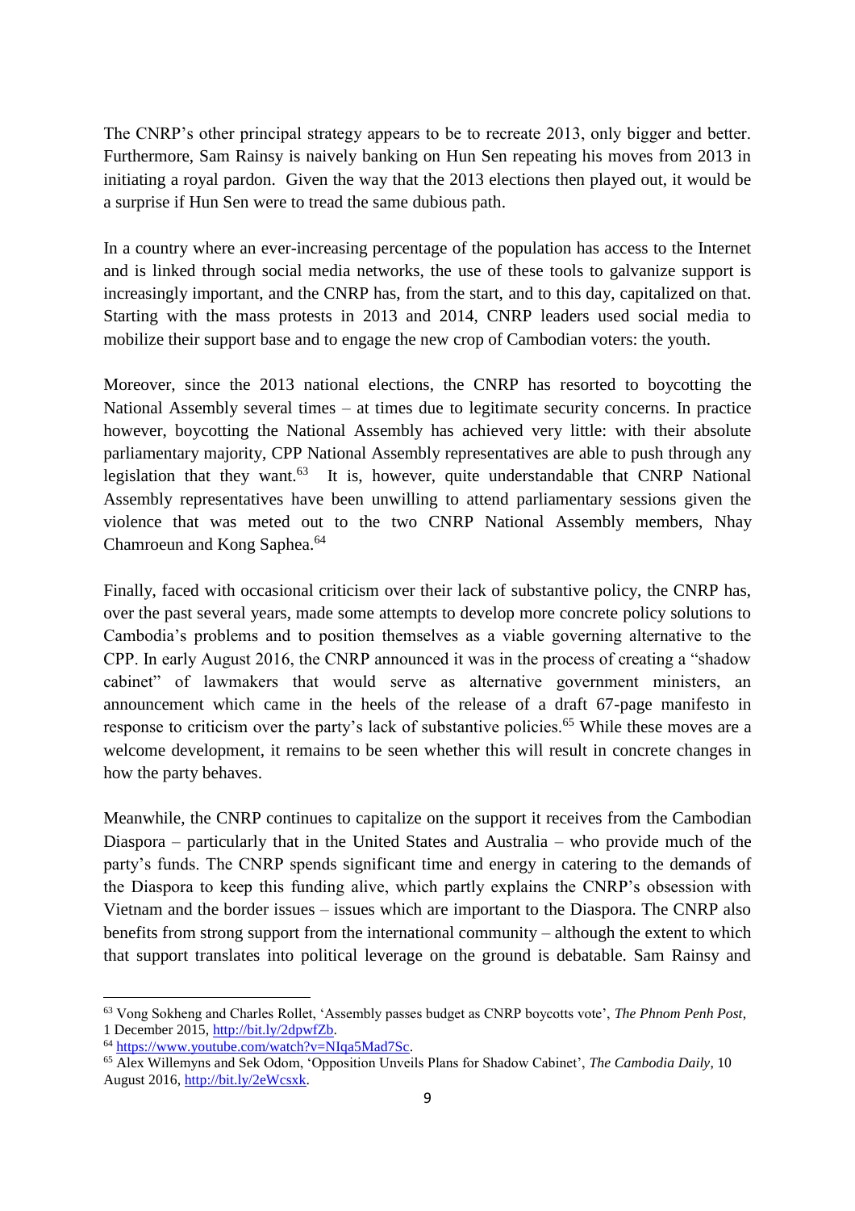The CNRP's other principal strategy appears to be to recreate 2013, only bigger and better. Furthermore, Sam Rainsy is naively banking on Hun Sen repeating his moves from 2013 in initiating a royal pardon. Given the way that the 2013 elections then played out, it would be a surprise if Hun Sen were to tread the same dubious path.

In a country where an ever-increasing percentage of the population has access to the Internet and is linked through social media networks, the use of these tools to galvanize support is increasingly important, and the CNRP has, from the start, and to this day, capitalized on that. Starting with the mass protests in 2013 and 2014, CNRP leaders used social media to mobilize their support base and to engage the new crop of Cambodian voters: the youth.

Moreover, since the 2013 national elections, the CNRP has resorted to boycotting the National Assembly several times – at times due to legitimate security concerns. In practice however, boycotting the National Assembly has achieved very little: with their absolute parliamentary majority, CPP National Assembly representatives are able to push through any legislation that they want.[63] It is, however, quite understandable that CNRP National Assembly representatives have been unwilling to attend parliamentary sessions given the violence that was meted out to the two CNRP National Assembly members, Nhay Chamroeun and Kong Saphea.[64]

Finally, faced with occasional criticism over their lack of substantive policy, the CNRP has, over the past several years, made some attempts to develop more concrete policy solutions to Cambodia's problems and to position themselves as a viable governing alternative to the CPP. In early August 2016, the CNRP announced it was in the process of creating a "shadow cabinet" of lawmakers that would serve as alternative government ministers, an announcement which came in the heels of the release of a draft 67-page manifesto in response to criticism over the party's lack of substantive policies.[65] While these moves are a welcome development, it remains to be seen whether this will result in concrete changes in how the party behaves.

Meanwhile, the CNRP continues to capitalize on the support it receives from the Cambodian Diaspora – particularly that in the United States and Australia – who provide much of the party's funds. The CNRP spends significant time and energy in catering to the demands of the Diaspora to keep this funding alive, which partly explains the CNRP's obsession with Vietnam and the border issues – issues which are important to the Diaspora. The CNRP also benefits from strong support from the international community – although the extent to which that support translates into political leverage on the ground is debatable. Sam Rainsy and

---

[63] Vong Sokheng and Charles Rollet, 'Assembly passes budget as CNRP boycotts vote', *The Phnom Penh Post*, 1 December 2015, http://bit.ly/2dpwfZb.

[64] https://www.youtube.com/watch?v=NIqa5Mad7Sc.

[65] Alex Willemyns and Sek Odom, 'Opposition Unveils Plans for Shadow Cabinet', *The Cambodia Daily*, 10 August 2016, http://bit.ly/2eWcsxk.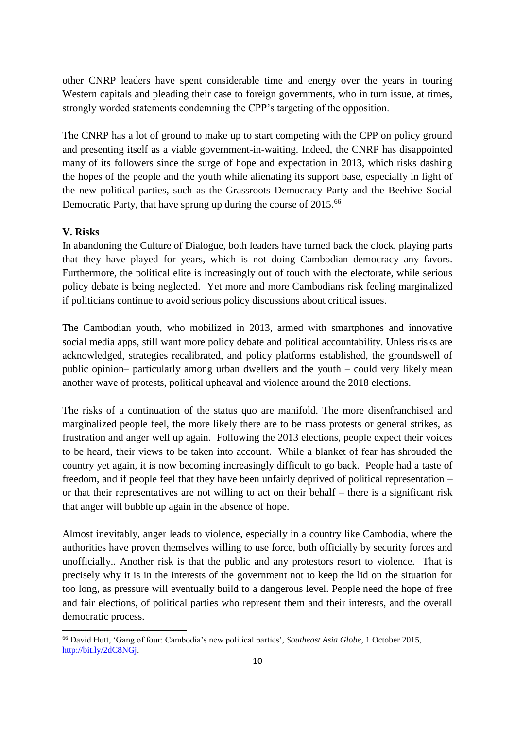other CNRP leaders have spent considerable time and energy over the years in touring Western capitals and pleading their case to foreign governments, who in turn issue, at times, strongly worded statements condemning the CPP's targeting of the opposition.

The CNRP has a lot of ground to make up to start competing with the CPP on policy ground and presenting itself as a viable government-in-waiting. Indeed, the CNRP has disappointed many of its followers since the surge of hope and expectation in 2013, which risks dashing the hopes of the people and the youth while alienating its support base, especially in light of the new political parties, such as the Grassroots Democracy Party and the Beehive Social Democratic Party, that have sprung up during the course of 2015.[66]

**V. Risks**

In abandoning the Culture of Dialogue, both leaders have turned back the clock, playing parts that they have played for years, which is not doing Cambodian democracy any favors. Furthermore, the political elite is increasingly out of touch with the electorate, while serious policy debate is being neglected. Yet more and more Cambodians risk feeling marginalized if politicians continue to avoid serious policy discussions about critical issues.

The Cambodian youth, who mobilized in 2013, armed with smartphones and innovative social media apps, still want more policy debate and political accountability. Unless risks are acknowledged, strategies recalibrated, and policy platforms established, the groundswell of public opinion– particularly among urban dwellers and the youth – could very likely mean another wave of protests, political upheaval and violence around the 2018 elections.

The risks of a continuation of the status quo are manifold. The more disenfranchised and marginalized people feel, the more likely there are to be mass protests or general strikes, as frustration and anger well up again. Following the 2013 elections, people expect their voices to be heard, their views to be taken into account. While a blanket of fear has shrouded the country yet again, it is now becoming increasingly difficult to go back. People had a taste of freedom, and if people feel that they have been unfairly deprived of political representation – or that their representatives are not willing to act on their behalf – there is a significant risk that anger will bubble up again in the absence of hope.

Almost inevitably, anger leads to violence, especially in a country like Cambodia, where the authorities have proven themselves willing to use force, both officially by security forces and unofficially.. Another risk is that the public and any protestors resort to violence. That is precisely why it is in the interests of the government not to keep the lid on the situation for too long, as pressure will eventually build to a dangerous level. People need the hope of free and fair elections, of political parties who represent them and their interests, and the overall democratic process.

---

[66] David Hutt, 'Gang of four: Cambodia's new political parties', *Southeast Asia Globe*, 1 October 2015, http://bit.ly/2dC8NGj.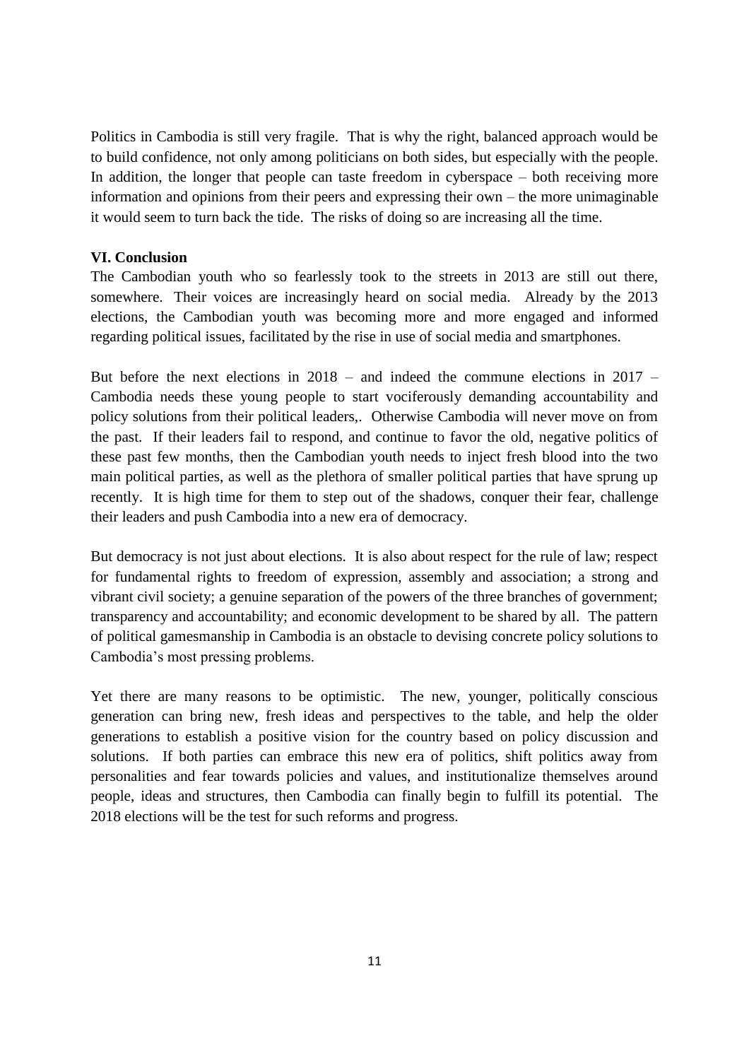Politics in Cambodia is still very fragile. That is why the right, balanced approach would be to build confidence, not only among politicians on both sides, but especially with the people. In addition, the longer that people can taste freedom in cyberspace – both receiving more information and opinions from their peers and expressing their own – the more unimaginable it would seem to turn back the tide. The risks of doing so are increasing all the time.

## VI. Conclusion

The Cambodian youth who so fearlessly took to the streets in 2013 are still out there, somewhere. Their voices are increasingly heard on social media. Already by the 2013 elections, the Cambodian youth was becoming more and more engaged and informed regarding political issues, facilitated by the rise in use of social media and smartphones.

But before the next elections in 2018 – and indeed the commune elections in 2017 – Cambodia needs these young people to start vociferously demanding accountability and policy solutions from their political leaders,. Otherwise Cambodia will never move on from the past. If their leaders fail to respond, and continue to favor the old, negative politics of these past few months, then the Cambodian youth needs to inject fresh blood into the two main political parties, as well as the plethora of smaller political parties that have sprung up recently. It is high time for them to step out of the shadows, conquer their fear, challenge their leaders and push Cambodia into a new era of democracy.

But democracy is not just about elections. It is also about respect for the rule of law; respect for fundamental rights to freedom of expression, assembly and association; a strong and vibrant civil society; a genuine separation of the powers of the three branches of government; transparency and accountability; and economic development to be shared by all. The pattern of political gamesmanship in Cambodia is an obstacle to devising concrete policy solutions to Cambodia's most pressing problems.

Yet there are many reasons to be optimistic. The new, younger, politically conscious generation can bring new, fresh ideas and perspectives to the table, and help the older generations to establish a positive vision for the country based on policy discussion and solutions. If both parties can embrace this new era of politics, shift politics away from personalities and fear towards policies and values, and institutionalize themselves around people, ideas and structures, then Cambodia can finally begin to fulfill its potential. The 2018 elections will be the test for such reforms and progress.